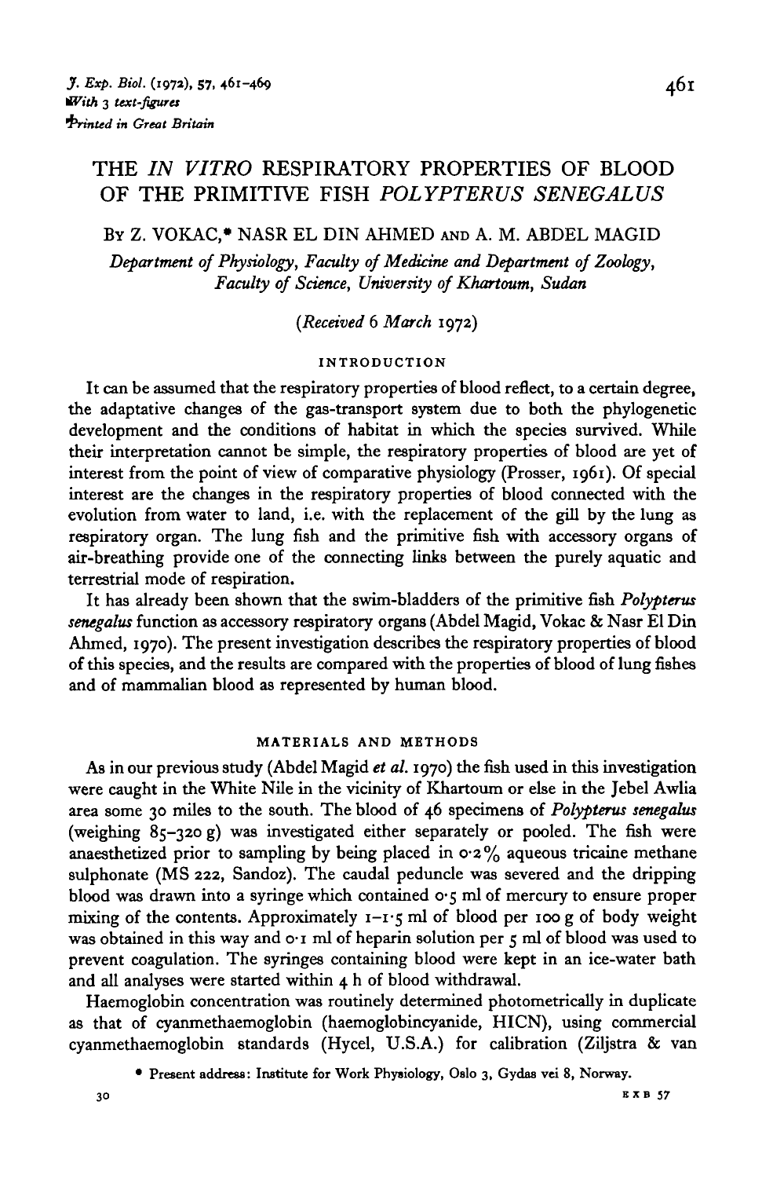# THE *IN VITRO* RESPIRATORY PROPERTIES OF BLOOD OF THE PRIMITIVE FISH *POLYPTERUS SENEGALUS*

By Z. VOKAC,* NASR EL DIN AHMED AND A. M. ABDEL MAGID

*Department of Physiology, Faculty of Medicine and Department of Zoology, Faculty of Science, University of Khartoum, Sudan*

(*Received* 6 *March* 1972)

## INTRODUCTION

It can be assumed that the respiratory properties of blood reflect, to a certain degree, the adaptative changes of the gas-transport system due to both the phylogenetic development and the conditions of habitat in which the species survived. While their interpretation cannot be simple, the respiratory properties of blood are yet of interest from the point of view of comparative physiology (Prosser, 1961). Of special interest are the changes in the respiratory properties of blood connected with the evolution from water to land, i.e. with the replacement of the gill by the lung as respiratory organ. The lung fish and the primitive fish with accessory organs of air-breathing provide one of the connecting links between the purely aquatic and terrestrial mode of respiration.

It has already been shown that the swim-bladders of the primitive fish *Polypterus senegalus* function as accessory respiratory organs (Abdel Magid, Vokac & Nasr El Din Ahmed, 1970). The present investigation describes the respiratory properties of blood of this species, and the results are compared with the properties of blood of lung fishes and of mammalian blood as represented by human blood.

## MATERIALS AND METHODS

As in our previous study (Abdel Magid *et al.* 1970) the fish used in this investigation were caught in the White Nile in the vicinity of Khartoum or else in the Jebel Awlia area some 30 miles to the south. The blood of 46 specimens of *Polypterus senegalus* (weighing 85–320 g) was investigated either separately or pooled. The fish were anaesthetized prior to sampling by being placed in 0·2% aqueous tricaine methane sulphonate (MS 222, Sandoz). The caudal peduncle was severed and the dripping blood was drawn into a syringe which contained 0·5 ml of mercury to ensure proper mixing of the contents. Approximately 1–1·5 ml of blood per 100 g of body weight was obtained in this way and 0·1 ml of heparin solution per 5 ml of blood was used to prevent coagulation. The syringes containing blood were kept in an ice-water bath and all analyses were started within 4 h of blood withdrawal.

Haemoglobin concentration was routinely determined photometrically in duplicate as that of cyanmethaemoglobin (haemoglobincyanide, HICN), using commercial cyanmethaemoglobin standards (Hycel, U.S.A.) for calibration (Ziljstra & van

\* Present address: Institute for Work Physiology, Oslo 3, Gydas vei 8, Norway.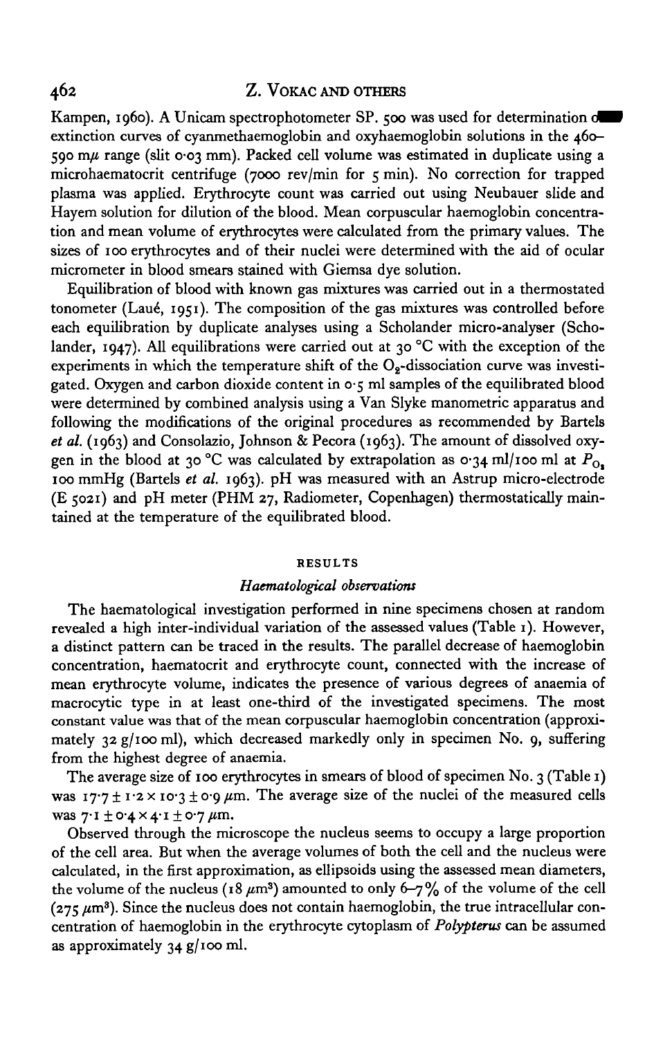Kampen, 1960). A Unicam spectrophotometer SP. 500 was used for determination of extinction curves of cyanmethaemoglobin and oxyhaemoglobin solutions in the 460–590 mμ range (slit 0·03 mm). Packed cell volume was estimated in duplicate using a microhaematocrit centrifuge (7000 rev/min for 5 min). No correction for trapped plasma was applied. Erythrocyte count was carried out using Neubauer slide and Hayem solution for dilution of the blood. Mean corpuscular haemoglobin concentration and mean volume of erythrocytes were calculated from the primary values. The sizes of 100 erythrocytes and of their nuclei were determined with the aid of ocular micrometer in blood smears stained with Giemsa dye solution.

Equilibration of blood with known gas mixtures was carried out in a thermostated tonometer (Laué, 1951). The composition of the gas mixtures was controlled before each equilibration by duplicate analyses using a Scholander micro-analyser (Scholander, 1947). All equilibrations were carried out at 30 °C with the exception of the experiments in which the temperature shift of the $O_2$-dissociation curve was investigated. Oxygen and carbon dioxide content in 0·5 ml samples of the equilibrated blood were determined by combined analysis using a Van Slyke manometric apparatus and following the modifications of the original procedures as recommended by Bartels *et al.* (1963) and Consolazio, Johnson & Pecora (1963). The amount of dissolved oxygen in the blood at 30 °C was calculated by extrapolation as 0·34 ml/100 ml at $P_{O_2}$ 100 mmHg (Bartels *et al.* 1963). pH was measured with an Astrup micro-electrode (E 5021) and pH meter (PHM 27, Radiometer, Copenhagen) thermostatically maintained at the temperature of the equilibrated blood.

## RESULTS

### *Haematological observations*

The haematological investigation performed in nine specimens chosen at random revealed a high inter-individual variation of the assessed values (Table 1). However, a distinct pattern can be traced in the results. The parallel decrease of haemoglobin concentration, haematocrit and erythrocyte count, connected with the increase of mean erythrocyte volume, indicates the presence of various degrees of anaemia of macrocytic type in at least one-third of the investigated specimens. The most constant value was that of the mean corpuscular haemoglobin concentration (approximately 32 g/100 ml), which decreased markedly only in specimen No. 9, suffering from the highest degree of anaemia.

The average size of 100 erythrocytes in smears of blood of specimen No. 3 (Table 1) was $17{\cdot}7 \pm 1{\cdot}2 \times 10{\cdot}3 \pm 0{\cdot}9$ μm. The average size of the nuclei of the measured cells was $7{\cdot}1 \pm 0{\cdot}4 \times 4{\cdot}1 \pm 0{\cdot}7$ μm.

Observed through the microscope the nucleus seems to occupy a large proportion of the cell area. But when the average volumes of both the cell and the nucleus were calculated, in the first approximation, as ellipsoids using the assessed mean diameters, the volume of the nucleus (18 μm$^3$) amounted to only 6–7 % of the volume of the cell (275 μm$^3$). Since the nucleus does not contain haemoglobin, the true intracellular concentration of haemoglobin in the erythrocyte cytoplasm of *Polypterus* can be assumed as approximately 34 g/100 ml.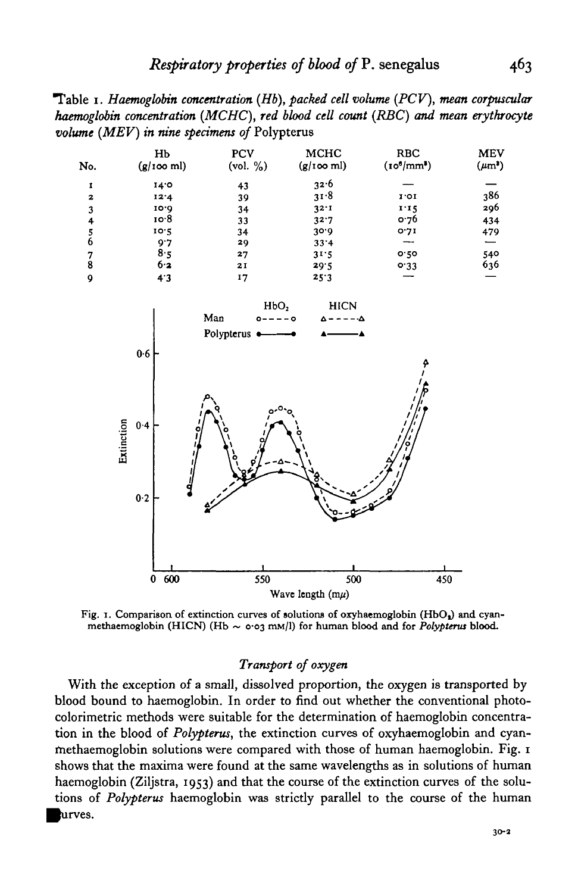Table 1. *Haemoglobin concentration (Hb), packed cell volume (PCV), mean corpuscular haemoglobin concentration (MCHC), red blood cell count (RBC) and mean erythrocyte volume (MEV) in nine specimens of* Polypterus

| No. | Hb (g/100 ml) | PCV (vol. %) | MCHC (g/100 ml) | RBC ($10^6$/mm$^3$) | MEV ($\mu m^3$) |
|---|---|---|---|---|---|
| 1 | 14·0 | 43 | 32·6 | — | — |
| 2 | 12·4 | 39 | 31·8 | 1·01 | 386 |
| 3 | 10·9 | 34 | 32·1 | 1·15 | 296 |
| 4 | 10·8 | 33 | 32·7 | 0·76 | 434 |
| 5 | 10·5 | 34 | 30·9 | 0·71 | 479 |
| 6 | 9·7 | 29 | 33·4 | — | — |
| 7 | 8·5 | 27 | 31·5 | 0·50 | 540 |
| 8 | 6·2 | 21 | 29·5 | 0·33 | 636 |
| 9 | 4·3 | 17 | 25·3 | — | — |

Fig. 1. Comparison of extinction curves of solutions of oxyhaemoglobin ($HbO_2$) and cyan-methaemoglobin (HICN) (Hb ~ 0·03 mM/l) for human blood and for *Polypterus* blood.

### *Transport of oxygen*

With the exception of a small, dissolved proportion, the oxygen is transported by blood bound to haemoglobin. In order to find out whether the conventional photo-colorimetric methods were suitable for the determination of haemoglobin concentration in the blood of *Polypterus*, the extinction curves of oxyhaemoglobin and cyan-methaemoglobin solutions were compared with those of human haemoglobin. Fig. 1 shows that the maxima were found at the same wavelengths as in solutions of human haemoglobin (Zijlstra, 1953) and that the course of the extinction curves of the solutions of *Polypterus* haemoglobin was strictly parallel to the course of the human curves.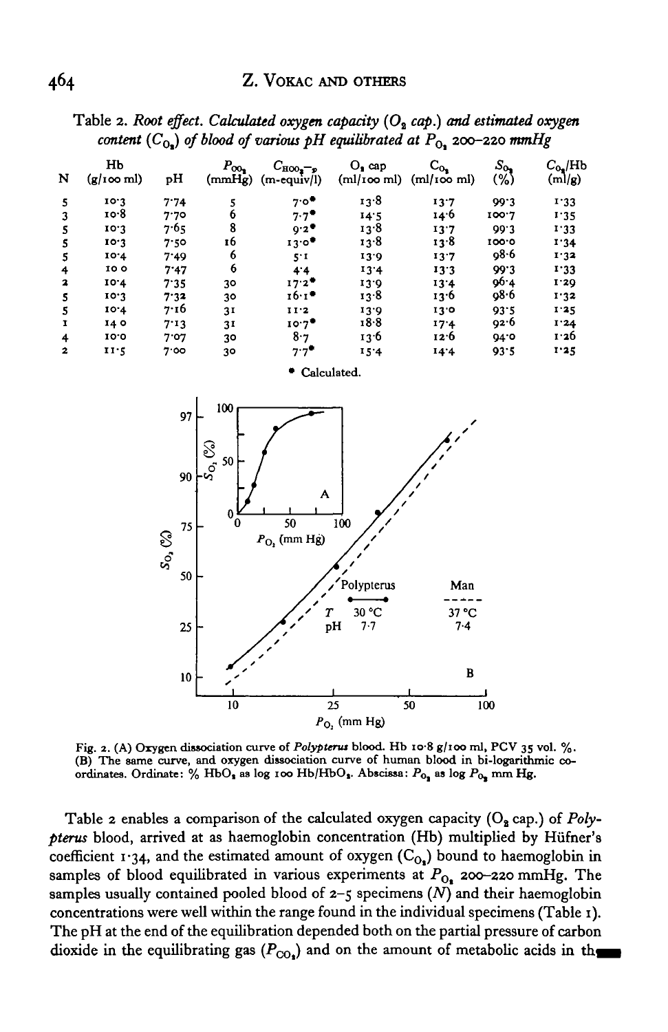Table 2. *Root effect. Calculated oxygen capacity ($O_2$ cap.) and estimated oxygen content ($C_{O_2}$) of blood of various pH equilibrated at $P_{O_2}$ 200–220 mmHg*

| N | Hb (g/100 ml) | pH | $P_{CO_2}$ (mmHg) | $C_{HCO_3^-,p}$ (m-equiv/l) | $O_2$ cap (ml/100 ml) | $C_{O_2}$ (ml/100 ml) | $S_{O_2}$ (%) | $C_{O_2}$/Hb (ml/g) |
|---|---|---|---|---|---|---|---|---|
| 5 | 10·3 | 7·74 | 5 | 7·0* | 13·8 | 13·7 | 99·3 | 1·33 |
| 3 | 10·8 | 7·70 | 6 | 7·7* | 14·5 | 14·6 | 100·7 | 1·35 |
| 5 | 10·3 | 7·65 | 8 | 9·2* | 13·8 | 13·7 | 99·3 | 1·33 |
| 5 | 10·3 | 7·50 | 16 | 13·0* | 13·8 | 13·8 | 100·0 | 1·34 |
| 5 | 10·4 | 7·49 | 6 | 5·1 | 13·9 | 13·7 | 98·6 | 1·32 |
| 4 | 10·0 | 7·47 | 6 | 4·4 | 13·4 | 13·3 | 99·3 | 1·33 |
| 2 | 10·4 | 7·35 | 30 | 17·2* | 13·9 | 13·4 | 96·4 | 1·29 |
| 5 | 10·3 | 7·32 | 30 | 16·1* | 13·8 | 13·6 | 98·6 | 1·32 |
| 5 | 10·4 | 7·16 | 31 | 11·2 | 13·9 | 13·0 | 93·5 | 1·25 |
| 1 | 14·0 | 7·13 | 31 | 10·7* | 18·8 | 17·4 | 92·6 | 1·24 |
| 4 | 10·0 | 7·07 | 30 | 8·7 | 13·6 | 12·6 | 94·0 | 1·26 |
| 2 | 11·5 | 7·00 | 30 | 7·7* | 15·4 | 14·4 | 93·5 | 1·25 |

\* Calculated.

Fig. 2. (A) Oxygen dissociation curve of *Polypterus* blood. Hb 10·8 g/100 ml, PCV 35 vol. %. (B) The same curve, and oxygen dissociation curve of human blood in bi-logarithmic co-ordinates. Ordinate: % $HbO_2$ as log 100 Hb/$HbO_2$. Abscissa: $P_{O_2}$ as log $P_{O_2}$ mm Hg.

Table 2 enables a comparison of the calculated oxygen capacity ($O_2$ cap.) of *Polypterus* blood, arrived at as haemoglobin concentration (Hb) multiplied by Hüfner's coefficient 1·34, and the estimated amount of oxygen ($C_{O_2}$) bound to haemoglobin in samples of blood equilibrated in various experiments at $P_{O_2}$ 200–220 mmHg. The samples usually contained pooled blood of 2–5 specimens (*N*) and their haemoglobin concentrations were well within the range found in the individual specimens (Table 1). The pH at the end of the equilibration depended both on the partial pressure of carbon dioxide in the equilibrating gas ($P_{CO_2}$) and on the amount of metabolic acids in the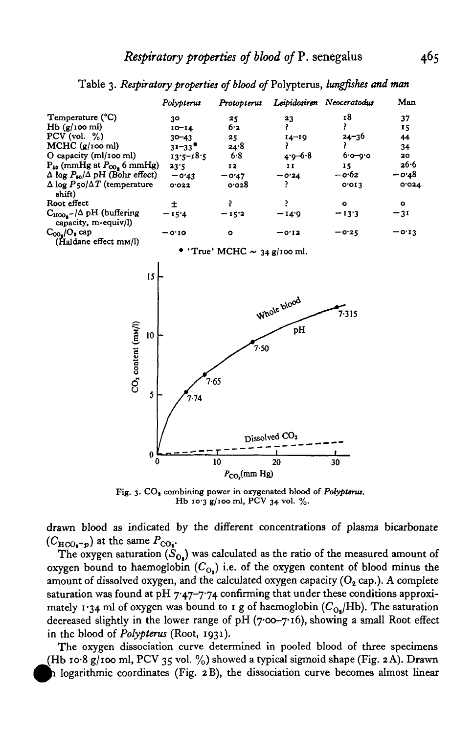Table 3. *Respiratory properties of blood of* Polypterus, *lungfishes and man*

| | *Polypterus* | *Protopterus* | *Lepidosiren* | *Neoceratodus* | Man |
|---|---|---|---|---|---|
| Temperature (°C) | 30 | 25 | 23 | 18 | 37 |
| Hb (g/100 ml) | 10–14 | 6·2 | ? | ? | 15 |
| PCV (vol. %) | 30–43 | 25 | 14–19 | 24–36 | 44 |
| MCHC (g/100 ml) | 31–33* | 24·8 | ? | ? | 34 |
| O capacity (ml/100 ml) | 13·5–18·5 | 6·8 | 4·9–6·8 | 6·0–9·0 | 20 |
| $P_{50}$ (mmHg at $P_{CO_2}$ 6 mmHg) | 23·5 | 12 | 11 | 15 | 26·6 |
| $\Delta \log P_{50}/\Delta$ pH (Bohr effect) | −0·43 | −0·47 | −0·24 | −0·62 | −0·48 |
| $\Delta \log P50/\Delta T$ (temperature shift) | 0·022 | 0·028 | ? | 0·013 | 0·024 |
| Root effect | ± | ? | ? | 0 | 0 |
| $C_{HCO_3^-}/\Delta$ pH (buffering capacity, m-equiv/l) | −15·4 | −15·2 | −14·9 | −13·3 | −31 |
| $C_{CO_2}/O_2$ cap (Haldane effect mM/l) | −0·10 | 0 | −0·12 | −0·25 | −0·13 |

\* 'True' MCHC ~ 34 g/100 ml.

Fig. 3. $CO_2$ combining power in oxygenated blood of *Polypterus*. Hb 10·3 g/100 ml, PCV 34 vol. %.

drawn blood as indicated by the different concentrations of plasma bicarbonate ($C_{HCO_3-p}$) at the same $P_{CO_2}$.

The oxygen saturation ($S_{O_2}$) was calculated as the ratio of the measured amount of oxygen bound to haemoglobin ($C_{O_2}$) i.e. of the oxygen content of blood minus the amount of dissolved oxygen, and the calculated oxygen capacity ($O_2$ cap.). A complete saturation was found at pH 7·47–7·74 confirming that under these conditions approximately 1·34 ml of oxygen was bound to 1 g of haemoglobin ($C_{O_2}$/Hb). The saturation decreased slightly in the lower range of pH (7·00–7·16), showing a small Root effect in the blood of *Polypterus* (Root, 1931).

The oxygen dissociation curve determined in pooled blood of three specimens (Hb 10·8 g/100 ml, PCV 35 vol. %) showed a typical sigmoid shape (Fig. 2A). Drawn in logarithmic coordinates (Fig. 2B), the dissociation curve becomes almost linear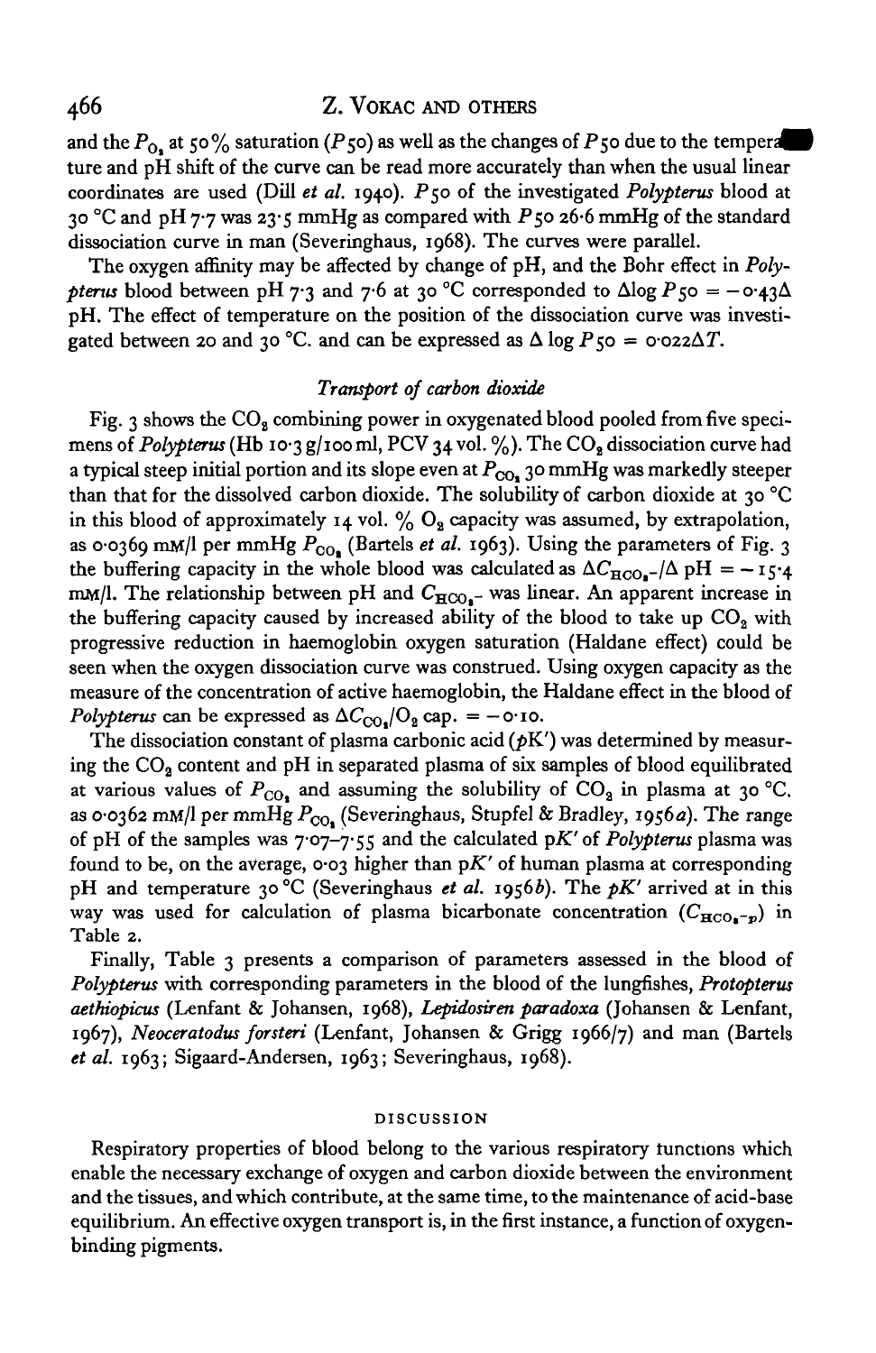and the $P_{O_2}$ at 50% saturation ($P50$) as well as the changes of $P50$ due to the temperature and pH shift of the curve can be read more accurately than when the usual linear coordinates are used (Dill *et al.* 1940). $P50$ of the investigated *Polypterus* blood at 30 °C and pH 7·7 was 23·5 mmHg as compared with $P50$ 26·6 mmHg of the standard dissociation curve in man (Severinghaus, 1968). The curves were parallel.

The oxygen affinity may be affected by change of pH, and the Bohr effect in *Polypterus* blood between pH 7·3 and 7·6 at 30 °C corresponded to $\Delta \log P50 = -0{\cdot}43 \Delta$ pH. The effect of temperature on the position of the dissociation curve was investigated between 20 and 30 °C. and can be expressed as $\Delta \log P50 = 0{\cdot}022 \Delta T$.

### *Transport of carbon dioxide*

Fig. 3 shows the $CO_2$ combining power in oxygenated blood pooled from five specimens of *Polypterus* (Hb 10·3 g/100 ml, PCV 34 vol. %). The $CO_2$ dissociation curve had a typical steep initial portion and its slope even at $P_{CO_2}$ 30 mmHg was markedly steeper than that for the dissolved carbon dioxide. The solubility of carbon dioxide at 30 °C in this blood of approximately 14 vol. % $O_2$ capacity was assumed, by extrapolation, as 0·0369 mM/l per mmHg $P_{CO_2}$ (Bartels *et al.* 1963). Using the parameters of Fig. 3 the buffering capacity in the whole blood was calculated as $\Delta C_{HCO_3^-}/\Delta$ pH $= -15{\cdot}4$ mM/l. The relationship between pH and $C_{HCO_3^-}$ was linear. An apparent increase in the buffering capacity caused by increased ability of the blood to take up $CO_2$ with progressive reduction in haemoglobin oxygen saturation (Haldane effect) could be seen when the oxygen dissociation curve was construed. Using oxygen capacity as the measure of the concentration of active haemoglobin, the Haldane effect in the blood of *Polypterus* can be expressed as $\Delta C_{CO_2}/O_2$ cap. $= -0{\cdot}10$.

The dissociation constant of plasma carbonic acid ($pK'$) was determined by measuring the $CO_2$ content and pH in separated plasma of six samples of blood equilibrated at various values of $P_{CO_2}$ and assuming the solubility of $CO_2$ in plasma at 30 °C. as 0·0362 mM/l per mmHg $P_{CO_2}$ (Severinghaus, Stupfel & Bradley, 1956*a*). The range of pH of the samples was 7·07–7·55 and the calculated $pK'$ of *Polypterus* plasma was found to be, on the average, 0·03 higher than $pK'$ of human plasma at corresponding pH and temperature 30 °C (Severinghaus *et al.* 1956*b*). The $pK'$ arrived at in this way was used for calculation of plasma bicarbonate concentration ($C_{HCO_3^- - P}$) in Table 2.

Finally, Table 3 presents a comparison of parameters assessed in the blood of *Polypterus* with corresponding parameters in the blood of the lungfishes, *Protopterus aethiopicus* (Lenfant & Johansen, 1968), *Lepidosiren paradoxa* (Johansen & Lenfant, 1967), *Neoceratodus forsteri* (Lenfant, Johansen & Grigg 1966/7) and man (Bartels *et al.* 1963; Sigaard-Andersen, 1963; Severinghaus, 1968).

## DISCUSSION

Respiratory properties of blood belong to the various respiratory functions which enable the necessary exchange of oxygen and carbon dioxide between the environment and the tissues, and which contribute, at the same time, to the maintenance of acid-base equilibrium. An effective oxygen transport is, in the first instance, a function of oxygen-binding pigments.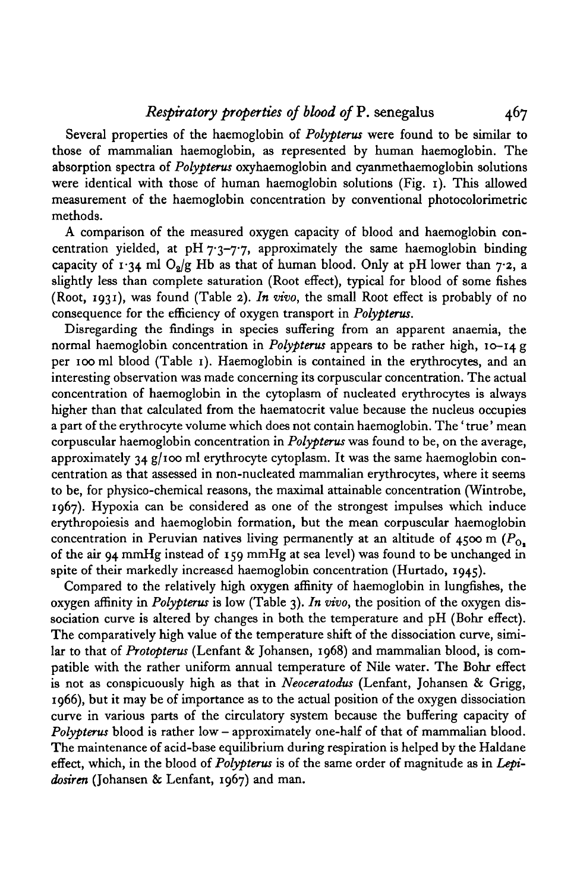Several properties of the haemoglobin of *Polypterus* were found to be similar to those of mammalian haemoglobin, as represented by human haemoglobin. The absorption spectra of *Polypterus* oxyhaemoglobin and cyanmethaemoglobin solutions were identical with those of human haemoglobin solutions (Fig. 1). This allowed measurement of the haemoglobin concentration by conventional photocolorimetric methods.

A comparison of the measured oxygen capacity of blood and haemoglobin concentration yielded, at pH 7·3–7·7, approximately the same haemoglobin binding capacity of 1·34 ml $O_2$/g Hb as that of human blood. Only at pH lower than 7·2, a slightly less than complete saturation (Root effect), typical for blood of some fishes (Root, 1931), was found (Table 2). *In vivo*, the small Root effect is probably of no consequence for the efficiency of oxygen transport in *Polypterus*.

Disregarding the findings in species suffering from an apparent anaemia, the normal haemoglobin concentration in *Polypterus* appears to be rather high, 10–14 g per 100 ml blood (Table 1). Haemoglobin is contained in the erythrocytes, and an interesting observation was made concerning its corpuscular concentration. The actual concentration of haemoglobin in the cytoplasm of nucleated erythrocytes is always higher than that calculated from the haematocrit value because the nucleus occupies a part of the erythrocyte volume which does not contain haemoglobin. The 'true' mean corpuscular haemoglobin concentration in *Polypterus* was found to be, on the average, approximately 34 g/100 ml erythrocyte cytoplasm. It was the same haemoglobin concentration as that assessed in non-nucleated mammalian erythrocytes, where it seems to be, for physico-chemical reasons, the maximal attainable concentration (Wintrobe, 1967). Hypoxia can be considered as one of the strongest impulses which induce erythropoiesis and haemoglobin formation, but the mean corpuscular haemoglobin concentration in Peruvian natives living permanently at an altitude of 4500 m ($P_{O_2}$ of the air 94 mmHg instead of 159 mmHg at sea level) was found to be unchanged in spite of their markedly increased haemoglobin concentration (Hurtado, 1945).

Compared to the relatively high oxygen affinity of haemoglobin in lungfishes, the oxygen affinity in *Polypterus* is low (Table 3). *In vivo*, the position of the oxygen dissociation curve is altered by changes in both the temperature and pH (Bohr effect). The comparatively high value of the temperature shift of the dissociation curve, similar to that of *Protopterus* (Lenfant & Johansen, 1968) and mammalian blood, is compatible with the rather uniform annual temperature of Nile water. The Bohr effect is not as conspicuously high as that in *Neoceratodus* (Lenfant, Johansen & Grigg, 1966), but it may be of importance as to the actual position of the oxygen dissociation curve in various parts of the circulatory system because the buffering capacity of *Polypterus* blood is rather low – approximately one-half of that of mammalian blood. The maintenance of acid-base equilibrium during respiration is helped by the Haldane effect, which, in the blood of *Polypterus* is of the same order of magnitude as in *Lepidosiren* (Johansen & Lenfant, 1967) and man.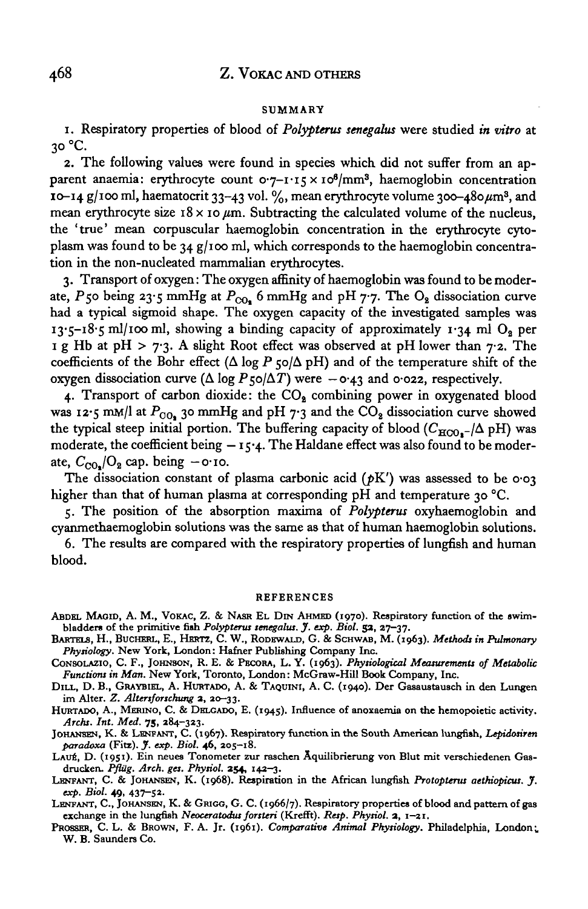## SUMMARY

1. Respiratory properties of blood of *Polypterus senegalus* were studied *in vitro* at 30 °C.

2. The following values were found in species which did not suffer from an apparent anaemia: erythrocyte count $0.7$–$1.15 \times 10^6/\text{mm}^3$, haemoglobin concentration 10–14 g/100 ml, haematocrit 33–43 vol. %, mean erythrocyte volume 300–480 $\mu\text{m}^3$, and mean erythrocyte size $18 \times 10$ $\mu$m. Subtracting the calculated volume of the nucleus, the 'true' mean corpuscular haemoglobin concentration in the erythrocyte cytoplasm was found to be 34 g/100 ml, which corresponds to the haemoglobin concentration in the non-nucleated mammalian erythrocytes.

3. Transport of oxygen: The oxygen affinity of haemoglobin was found to be moderate, $P50$ being 23·5 mmHg at $P_{CO_2}$ 6 mmHg and pH 7·7. The $O_2$ dissociation curve had a typical sigmoid shape. The oxygen capacity of the investigated samples was 13·5–18·5 ml/100 ml, showing a binding capacity of approximately 1·34 ml $O_2$ per 1 g Hb at pH > 7·3. A slight Root effect was observed at pH lower than 7·2. The coefficients of the Bohr effect ($\Delta \log P50/\Delta$ pH) and of the temperature shift of the oxygen dissociation curve ($\Delta \log P50/\Delta T$) were $-0.43$ and 0·022, respectively.

4. Transport of carbon dioxide: the $CO_2$ combining power in oxygenated blood was 12·5 mM/l at $P_{CO_2}$ 30 mmHg and pH 7·3 and the $CO_2$ dissociation curve showed the typical steep initial portion. The buffering capacity of blood ($C_{HCO_3^-}/\Delta$ pH) was moderate, the coefficient being $-15.4$. The Haldane effect was also found to be moderate, $C_{CO_2}/O_2$ cap. being $-0.10$.

The dissociation constant of plasma carbonic acid (*p*K′) was assessed to be 0·03 higher than that of human plasma at corresponding pH and temperature 30 °C.

5. The position of the absorption maxima of *Polypterus* oxyhaemoglobin and cyanmethaemoglobin solutions was the same as that of human haemoglobin solutions.

6. The results are compared with the respiratory properties of lungfish and human blood.

## REFERENCES

ABDEL MAGID, A. M., VOKAC, Z. & NASR EL DIN AHMED (1970). Respiratory function of the swim-bladders of the primitive fish *Polypterus senegalus*. *J. exp. Biol.* **52**, 27–37.

BARTELS, H., BUCHERL, E., HERTZ, C. W., RODEWALD, G. & SCHWAB, M. (1963). *Methods in Pulmonary Physiology*. New York, London: Hafner Publishing Company Inc.

CONSOLAZIO, C. F., JOHNSON, R. E. & PECORA, L. Y. (1963). *Physiological Measurements of Metabolic Functions in Man*. New York, Toronto, London: McGraw-Hill Book Company, Inc.

DILL, D. B., GRAYBIEL, A. HURTADO, A. & TAQUINI, A. C. (1940). Der Gasaustausch in den Lungen im Alter. *Z. Altersforschung* **2**, 20–33.

HURTADO, A., MERINO, C. & DELGADO, E. (1945). Influence of anoxaemia on the hemopoietic activity. *Archs. Int. Med.* **75**, 284–323.

JOHANSEN, K. & LENFANT, C. (1967). Respiratory function in the South American lungfish, *Lepidosiren paradoxa* (Fitz). *J. exp. Biol.* **46**, 205–18.

LAUÉ, D. (1951). Ein neues Tonometer zur raschen Äquilibrierung von Blut mit verschiedenen Gasdrucken. *Pflüg. Arch. ges. Physiol.* **254**, 142–3.

LENFANT, C. & JOHANSEN, K. (1968). Respiration in the African lungfish *Protopterus aethiopicus*. *J. exp. Biol.* **49**, 437–52.

LENFANT, C., JOHANSEN, K. & GRIGG, G. C. (1966/7). Respiratory properties of blood and pattern of gas exchange in the lungfish *Neoceratodus forsteri* (Krefft). *Resp. Physiol.* **2**, 1–21.

PROSSER, C. L. & BROWN, F. A. Jr. (1961). *Comparative Animal Physiology*. Philadelphia, London: W. B. Saunders Co.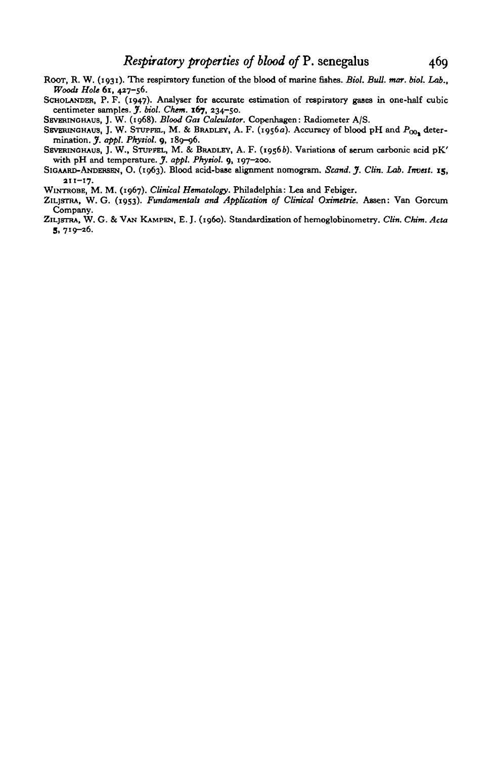ROOT, R. W. (1931). The respiratory function of the blood of marine fishes. *Biol. Bull. mar. biol. Lab., Woods Hole* **61**, 427–56.

SCHOLANDER, P. F. (1947). Analyser for accurate estimation of respiratory gases in one-half cubic centimeter samples. *J. biol. Chem.* **167**, 234–50.

SEVERINGHAUS, J. W. (1968). *Blood Gas Calculator*. Copenhagen: Radiometer A/S.

SEVERINGHAUS, J. W. STUPFEL, M. & BRADLEY, A. F. (1956*a*). Accuracy of blood pH and $P_{CO_2}$ determination. *J. appl. Physiol.* **9**, 189–96.

SEVERINGHAUS, J. W., STUPFEL, M. & BRADLEY, A. F. (1956*b*). Variations of serum carbonic acid pK′ with pH and temperature. *J. appl. Physiol.* **9**, 197–200.

SIGAARD-ANDERSEN, O. (1963). Blood acid-base alignment nomogram. *Scand. J. Clin. Lab. Invest.* **15**, 211–17.

WINTROBE, M. M. (1967). *Clinical Hematology*. Philadelphia: Lea and Febiger.

ZILJSTRA, W. G. (1953). *Fundamentals and Application of Clinical Oximetrie*. Assen: Van Gorcum Company.

ZILJSTRA, W. G. & VAN KAMPEN, E. J. (1960). Standardization of hemoglobinometry. *Clin. Chim. Acta* **5**, 719–26.